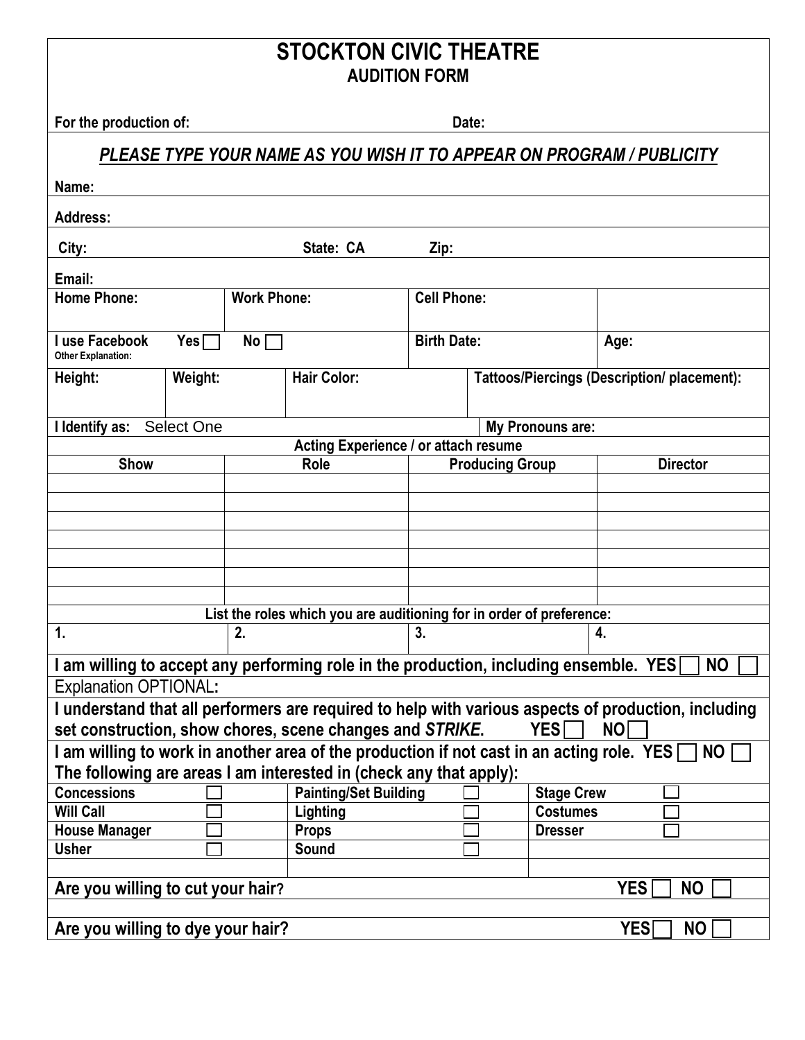# STOCKTON CIVIC THEATRE

## AUDITION FORM

**For the production of:** **Date:**

***PLEASE TYPE YOUR NAME AS YOU WISH IT TO APPEAR ON PROGRAM / PUBLICITY***

**Name:**

**Address:**

**City:** **State: CA** **Zip:**

**Email:**

| **Home Phone:** | **Work Phone:** | **Cell Phone:** | |
|---|---|---|---|
| **I use Facebook** Yes ☐ No ☐ **Other Explanation:** | | **Birth Date:** | **Age:** |

| **Height:** | **Weight:** | **Hair Color:** | **Tattoos/Piercings (Description/ placement):** |
|---|---|---|---|

**I Identify as:** Select One **My Pronouns are:**

**Acting Experience / or attach resume**

| Show | Role | Producing Group | Director |
|---|---|---|---|
| | | | |
| | | | |
| | | | |
| | | | |
| | | | |
| | | | |
| | | | |

**List the roles which you are auditioning for in order of preference:**

| 1. | 2. | 3. | 4. |
|---|---|---|---|

**I am willing to accept any performing role in the production, including ensemble. YES ☐ NO ☐**

Explanation OPTIONAL:

**I understand that all performers are required to help with various aspects of production, including set construction, show chores, scene changes and *STRIKE*. YES ☐ NO ☐**

**I am willing to work in another area of the production if not cast in an acting role. YES ☐ NO ☐**

**The following are areas I am interested in (check any that apply):**

| | | |
|---|---|---|
| **Concessions** ☐ | **Painting/Set Building** ☐ | **Stage Crew** ☐ |
| **Will Call** ☐ | **Lighting** ☐ | **Costumes** ☐ |
| **House Manager** ☐ | **Props** ☐ | **Dresser** ☐ |
| **Usher** ☐ | **Sound** ☐ | |
| | | |

**Are you willing to cut your hair? YES ☐ NO ☐**

**Are you willing to dye your hair? YES ☐ NO ☐**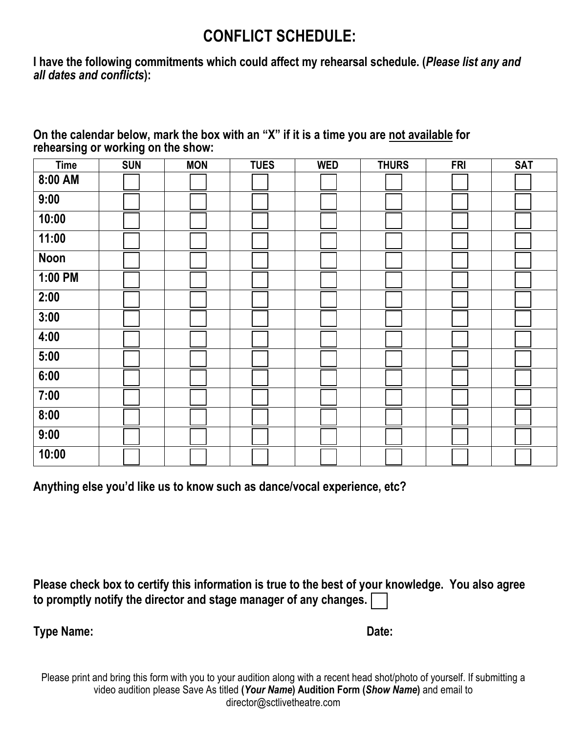# CONFLICT SCHEDULE:

**I have the following commitments which could affect my rehearsal schedule. (*Please list any and all dates and conflicts*):**

**On the calendar below, mark the box with an "X" if it is a time you are <u>not available</u> for rehearsing or working on the show:**

| Time | SUN | MON | TUES | WED | THURS | FRI | SAT |
|---|---|---|---|---|---|---|---|
| 8:00 AM | ☐ | ☐ | ☐ | ☐ | ☐ | ☐ | ☐ |
| 9:00 | ☐ | ☐ | ☐ | ☐ | ☐ | ☐ | ☐ |
| 10:00 | ☐ | ☐ | ☐ | ☐ | ☐ | ☐ | ☐ |
| 11:00 | ☐ | ☐ | ☐ | ☐ | ☐ | ☐ | ☐ |
| Noon | ☐ | ☐ | ☐ | ☐ | ☐ | ☐ | ☐ |
| 1:00 PM | ☐ | ☐ | ☐ | ☐ | ☐ | ☐ | ☐ |
| 2:00 | ☐ | ☐ | ☐ | ☐ | ☐ | ☐ | ☐ |
| 3:00 | ☐ | ☐ | ☐ | ☐ | ☐ | ☐ | ☐ |
| 4:00 | ☐ | ☐ | ☐ | ☐ | ☐ | ☐ | ☐ |
| 5:00 | ☐ | ☐ | ☐ | ☐ | ☐ | ☐ | ☐ |
| 6:00 | ☐ | ☐ | ☐ | ☐ | ☐ | ☐ | ☐ |
| 7:00 | ☐ | ☐ | ☐ | ☐ | ☐ | ☐ | ☐ |
| 8:00 | ☐ | ☐ | ☐ | ☐ | ☐ | ☐ | ☐ |
| 9:00 | ☐ | ☐ | ☐ | ☐ | ☐ | ☐ | ☐ |
| 10:00 | ☐ | ☐ | ☐ | ☐ | ☐ | ☐ | ☐ |

**Anything else you'd like us to know such as dance/vocal experience, etc?**

**Please check box to certify this information is true to the best of your knowledge. You also agree to promptly notify the director and stage manager of any changes.** ☐

**Type Name:** **Date:**

Please print and bring this form with you to your audition along with a recent head shot/photo of yourself. If submitting a video audition please Save As titled **(*Your Name*) Audition Form (*Show Name*)** and email to director@sctlivetheatre.com